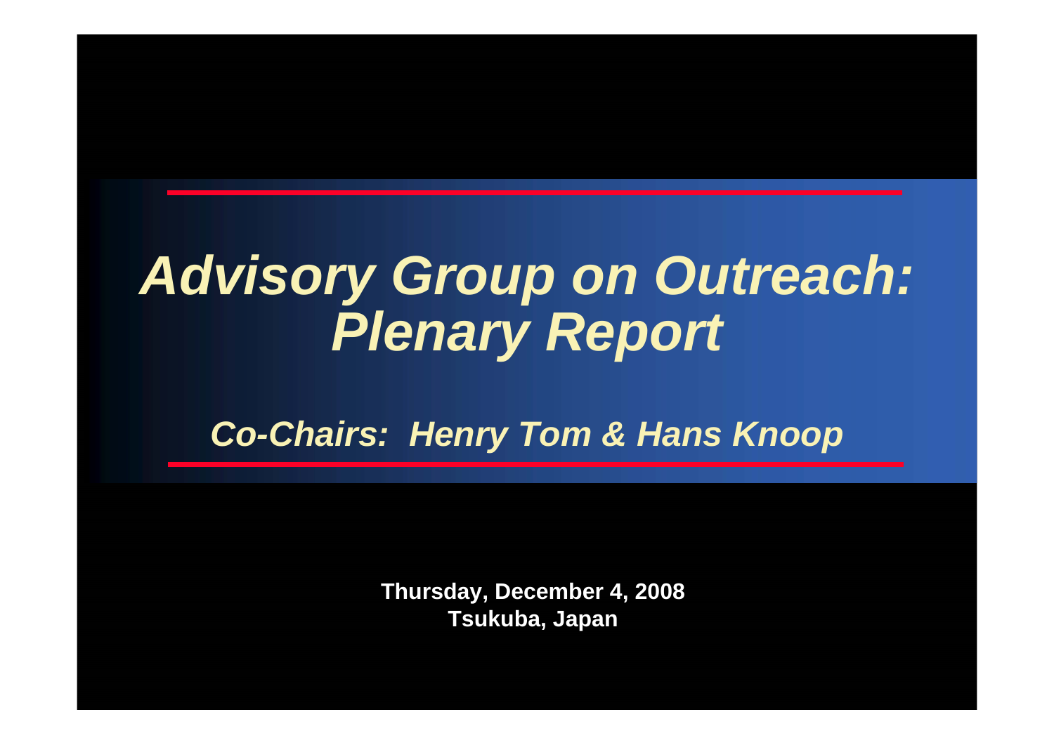# *Advisory Group on Outreach: Plenary Report*

***Co-Chairs: Henry Tom & Hans Knoop***

**Thursday, December 4, 2008**
**Tsukuba, Japan**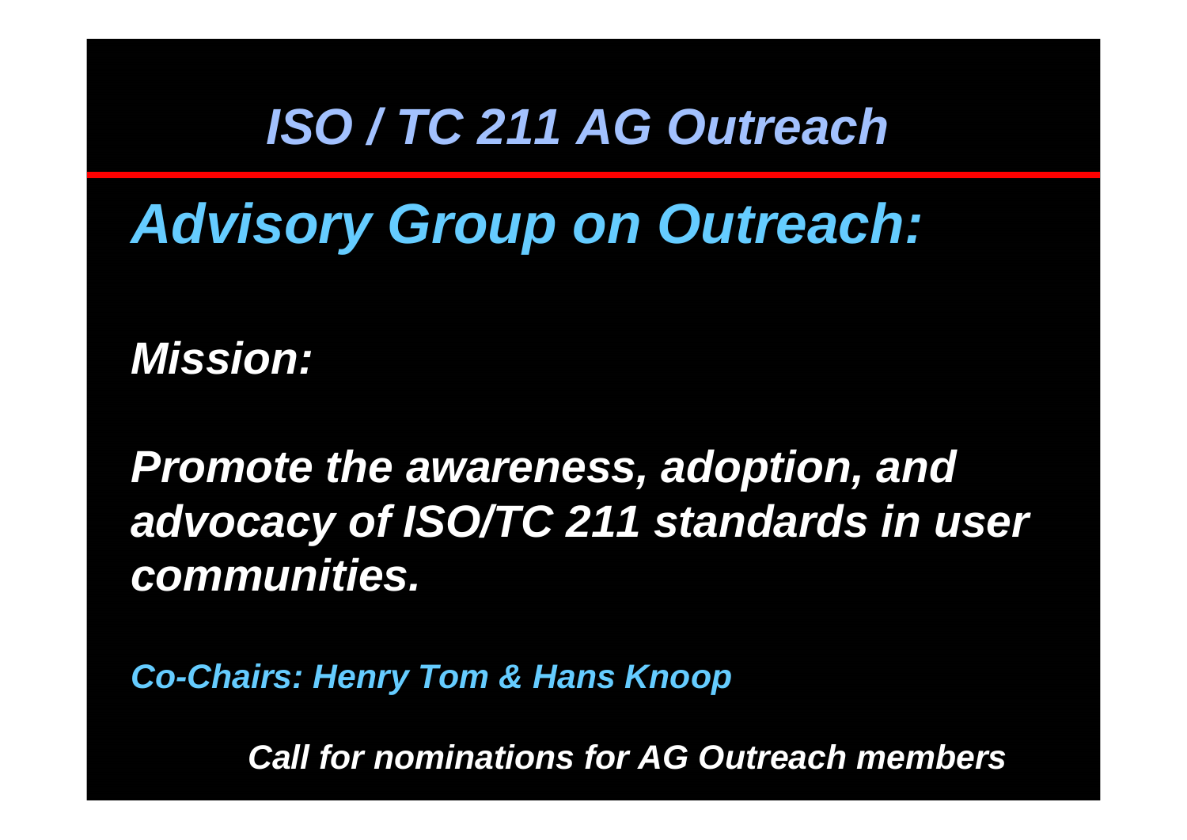# *ISO / TC 211 AG Outreach*

## *Advisory Group on Outreach:*

***Mission:***

***Promote the awareness, adoption, and advocacy of ISO/TC 211 standards in user communities.***

***Co-Chairs: Henry Tom & Hans Knoop***

***Call for nominations for AG Outreach members***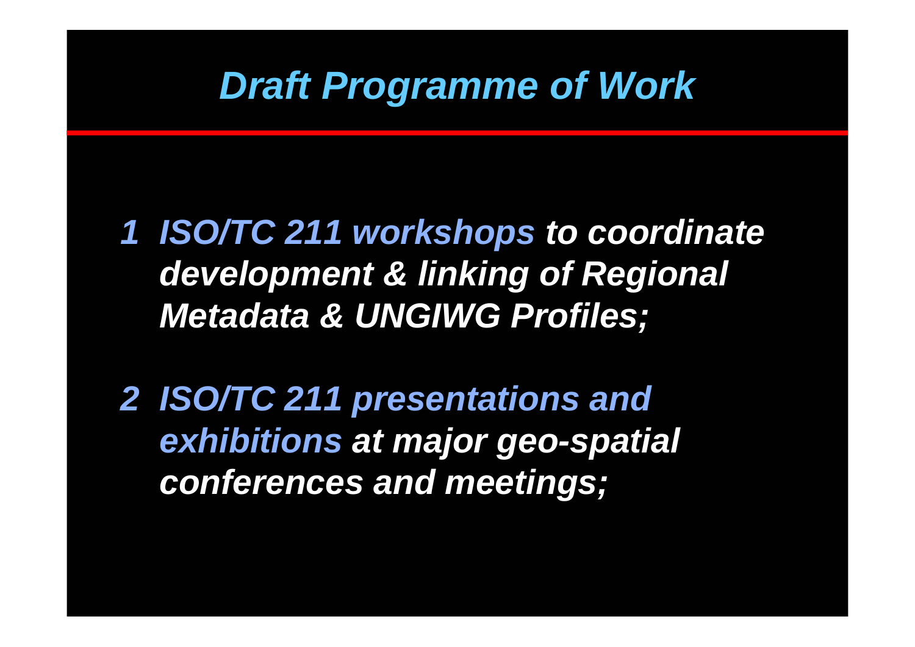# *Draft Programme of Work*

1. ***ISO/TC 211 workshops** to coordinate development & linking of Regional Metadata & UNGIWG Profiles;*

2. ***ISO/TC 211 presentations and exhibitions** at major geo-spatial conferences and meetings;*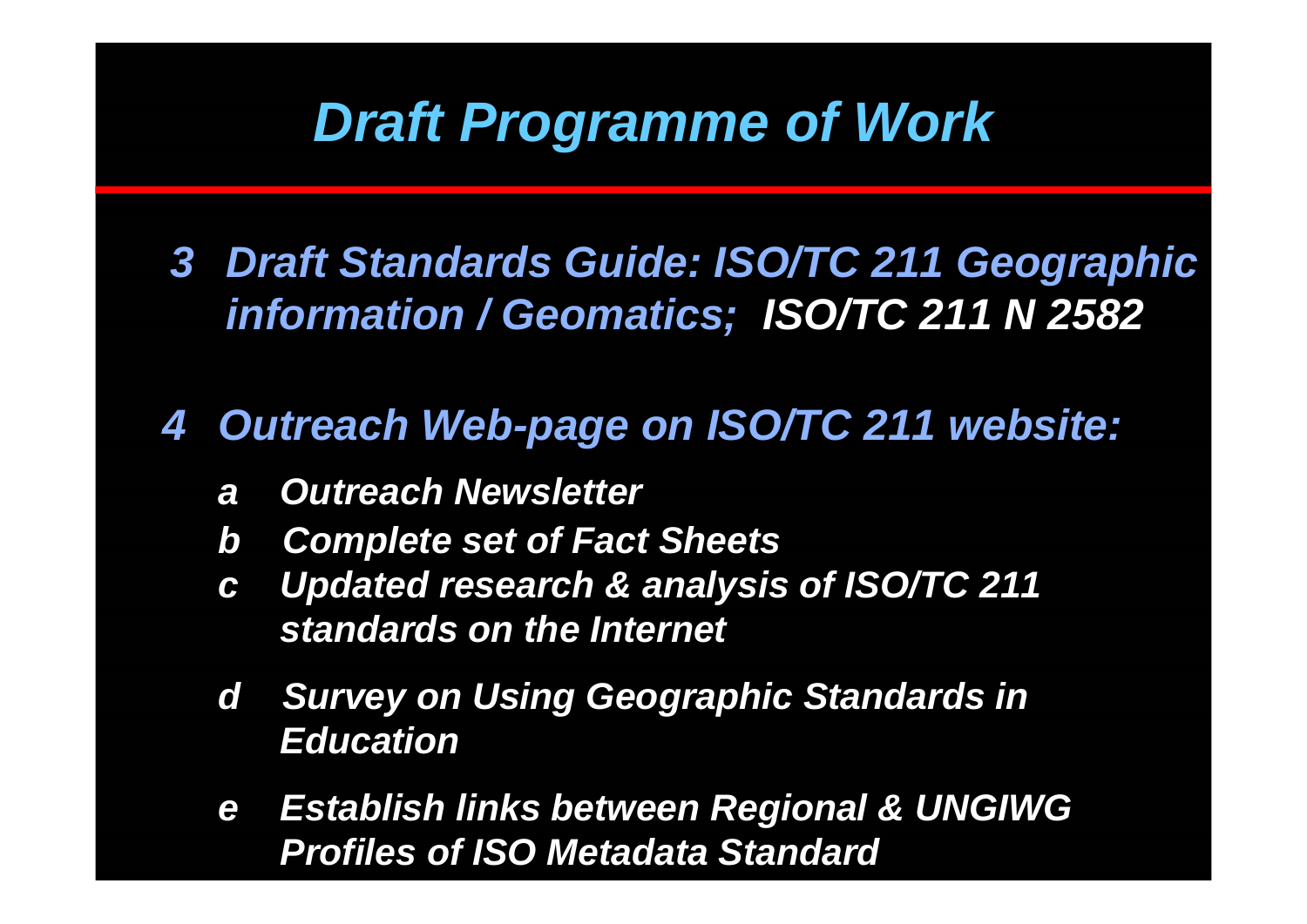# *Draft Programme of Work*

3. *Draft Standards Guide: ISO/TC 211 Geographic information / Geomatics;* ***ISO/TC 211 N 2582***

4. *Outreach Web-page on ISO/TC 211 website:*
   - a *Outreach Newsletter*
   - b *Complete set of Fact Sheets*
   - c *Updated research & analysis of ISO/TC 211 standards on the Internet*
   - d *Survey on Using Geographic Standards in Education*
   - e *Establish links between Regional & UNGIWG Profiles of ISO Metadata Standard*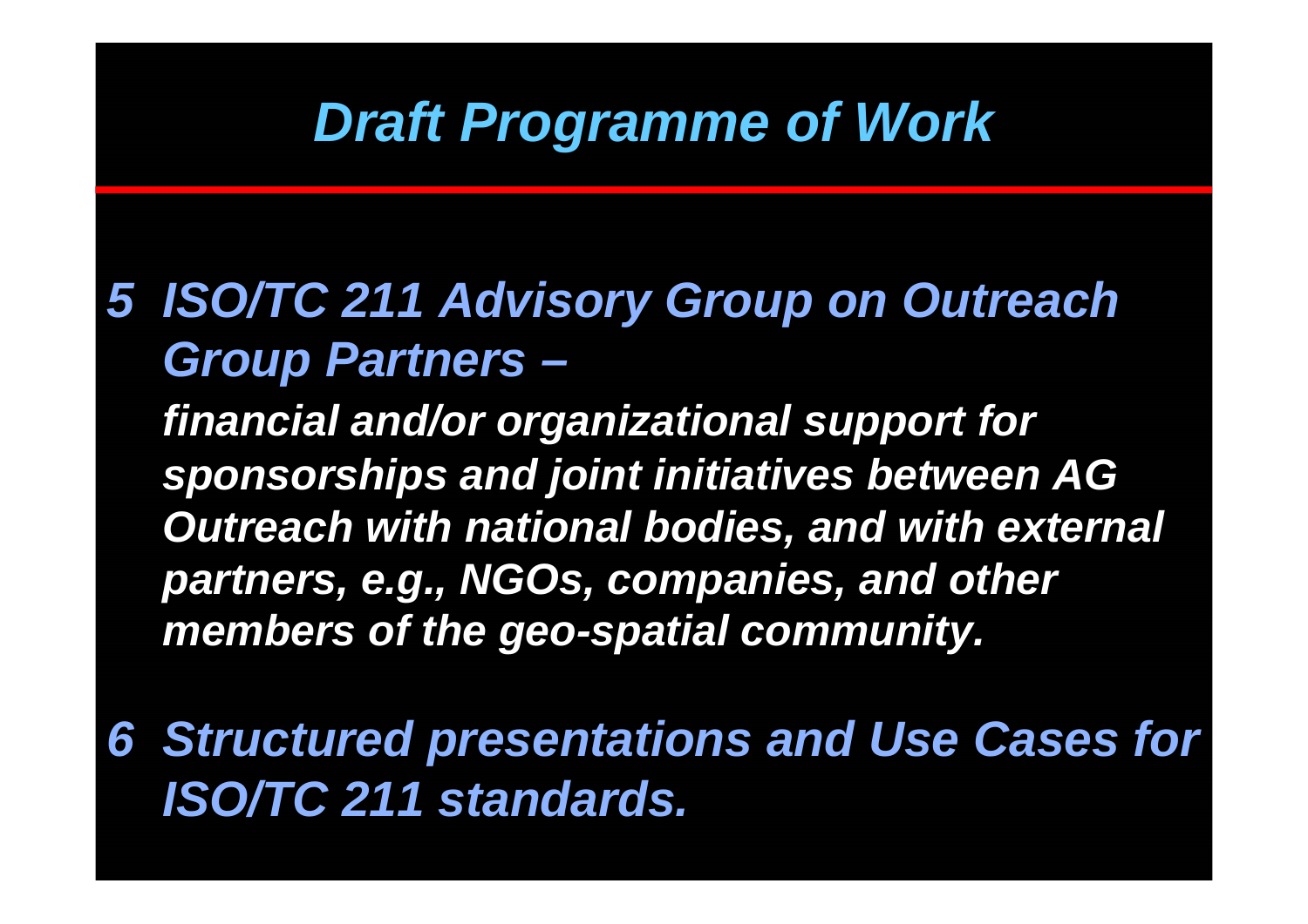# *Draft Programme of Work*

5. ***ISO/TC 211 Advisory Group on Outreach Group Partners –***

   ***financial and/or organizational support for sponsorships and joint initiatives between AG Outreach with national bodies, and with external partners, e.g., NGOs, companies, and other members of the geo-spatial community.***

6. ***Structured presentations and Use Cases for ISO/TC 211 standards.***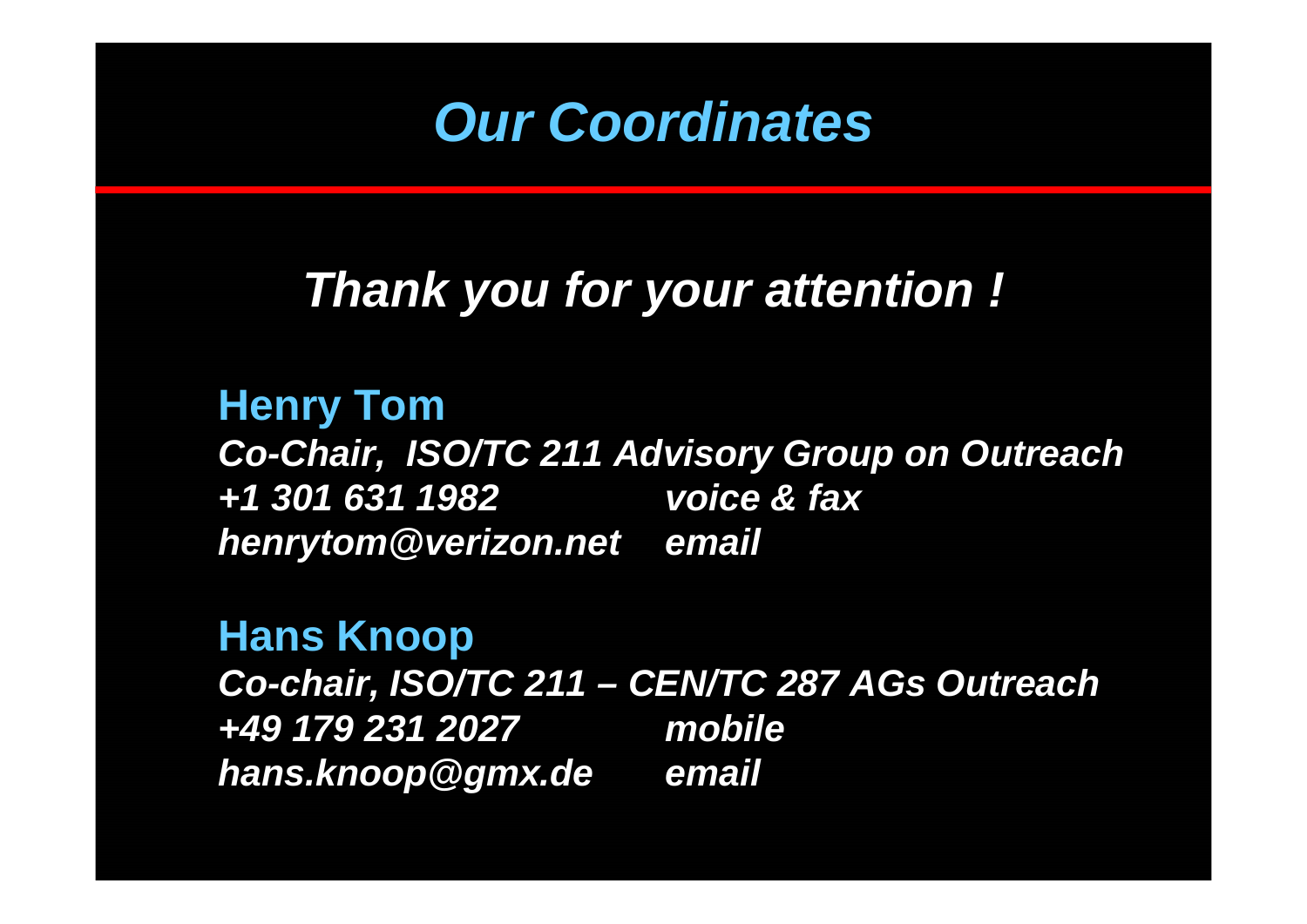# *Our Coordinates*

## *Thank you for your attention !*

**Henry Tom**

***Co-Chair, ISO/TC 211 Advisory Group on Outreach***

***+1 301 631 1982 voice & fax***

***henrytom@verizon.net email***

**Hans Knoop**

***Co-chair, ISO/TC 211 – CEN/TC 287 AGs Outreach***

***+49 179 231 2027 mobile***

***hans.knoop@gmx.de email***